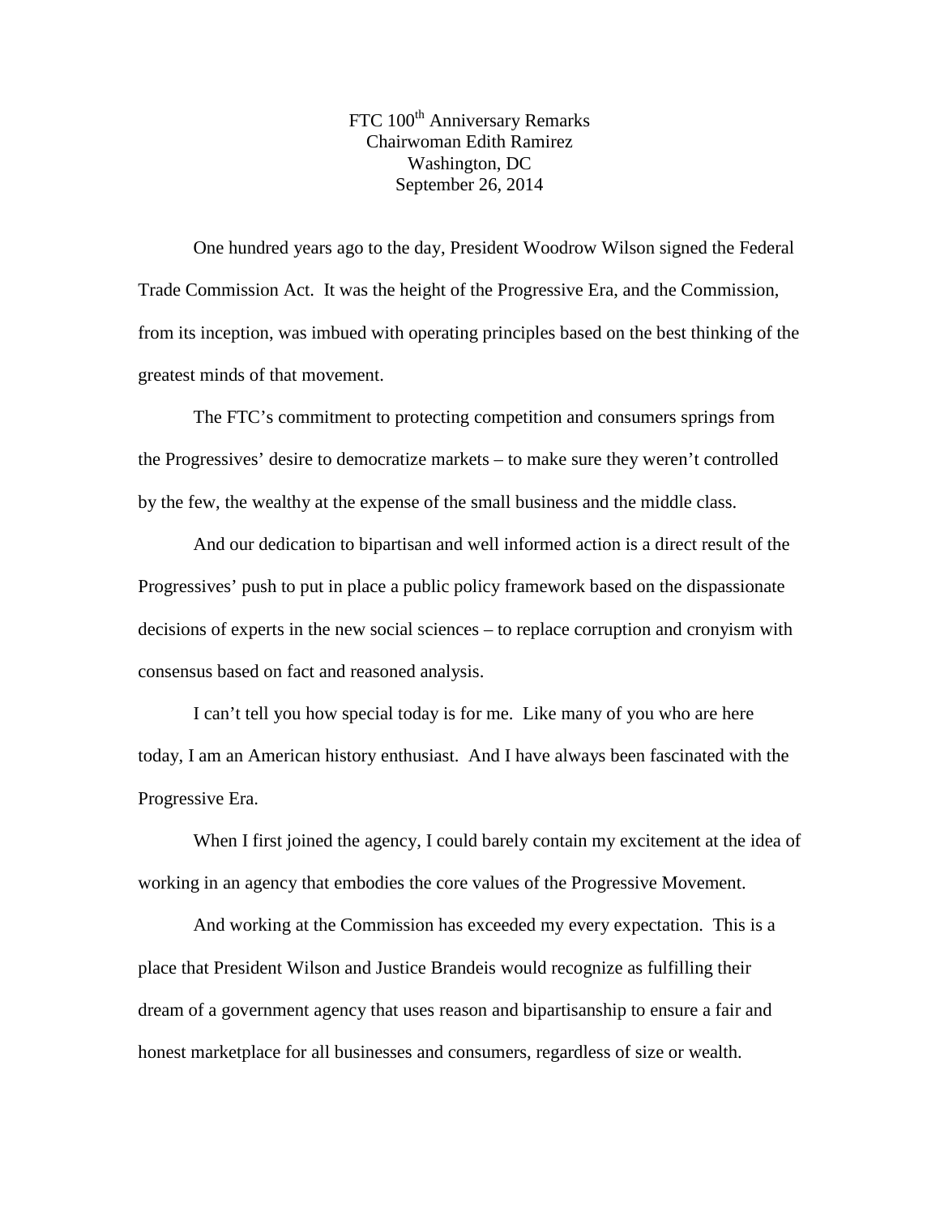FTC 100th Anniversary Remarks
Chairwoman Edith Ramirez
Washington, DC
September 26, 2014

One hundred years ago to the day, President Woodrow Wilson signed the Federal Trade Commission Act. It was the height of the Progressive Era, and the Commission, from its inception, was imbued with operating principles based on the best thinking of the greatest minds of that movement.

The FTC's commitment to protecting competition and consumers springs from the Progressives' desire to democratize markets – to make sure they weren't controlled by the few, the wealthy at the expense of the small business and the middle class.

And our dedication to bipartisan and well informed action is a direct result of the Progressives' push to put in place a public policy framework based on the dispassionate decisions of experts in the new social sciences – to replace corruption and cronyism with consensus based on fact and reasoned analysis.

I can't tell you how special today is for me. Like many of you who are here today, I am an American history enthusiast. And I have always been fascinated with the Progressive Era.

When I first joined the agency, I could barely contain my excitement at the idea of working in an agency that embodies the core values of the Progressive Movement.

And working at the Commission has exceeded my every expectation. This is a place that President Wilson and Justice Brandeis would recognize as fulfilling their dream of a government agency that uses reason and bipartisanship to ensure a fair and honest marketplace for all businesses and consumers, regardless of size or wealth.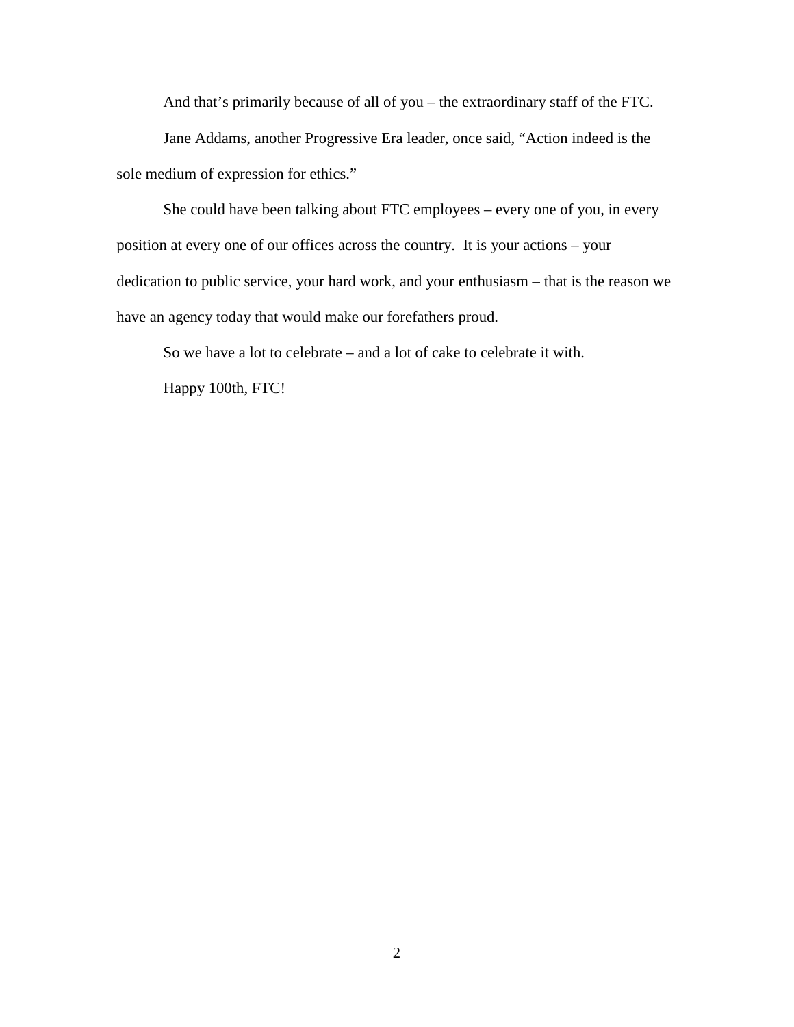And that's primarily because of all of you – the extraordinary staff of the FTC.

Jane Addams, another Progressive Era leader, once said, "Action indeed is the sole medium of expression for ethics."

She could have been talking about FTC employees – every one of you, in every position at every one of our offices across the country. It is your actions – your dedication to public service, your hard work, and your enthusiasm – that is the reason we have an agency today that would make our forefathers proud.

So we have a lot to celebrate – and a lot of cake to celebrate it with.

Happy 100th, FTC!